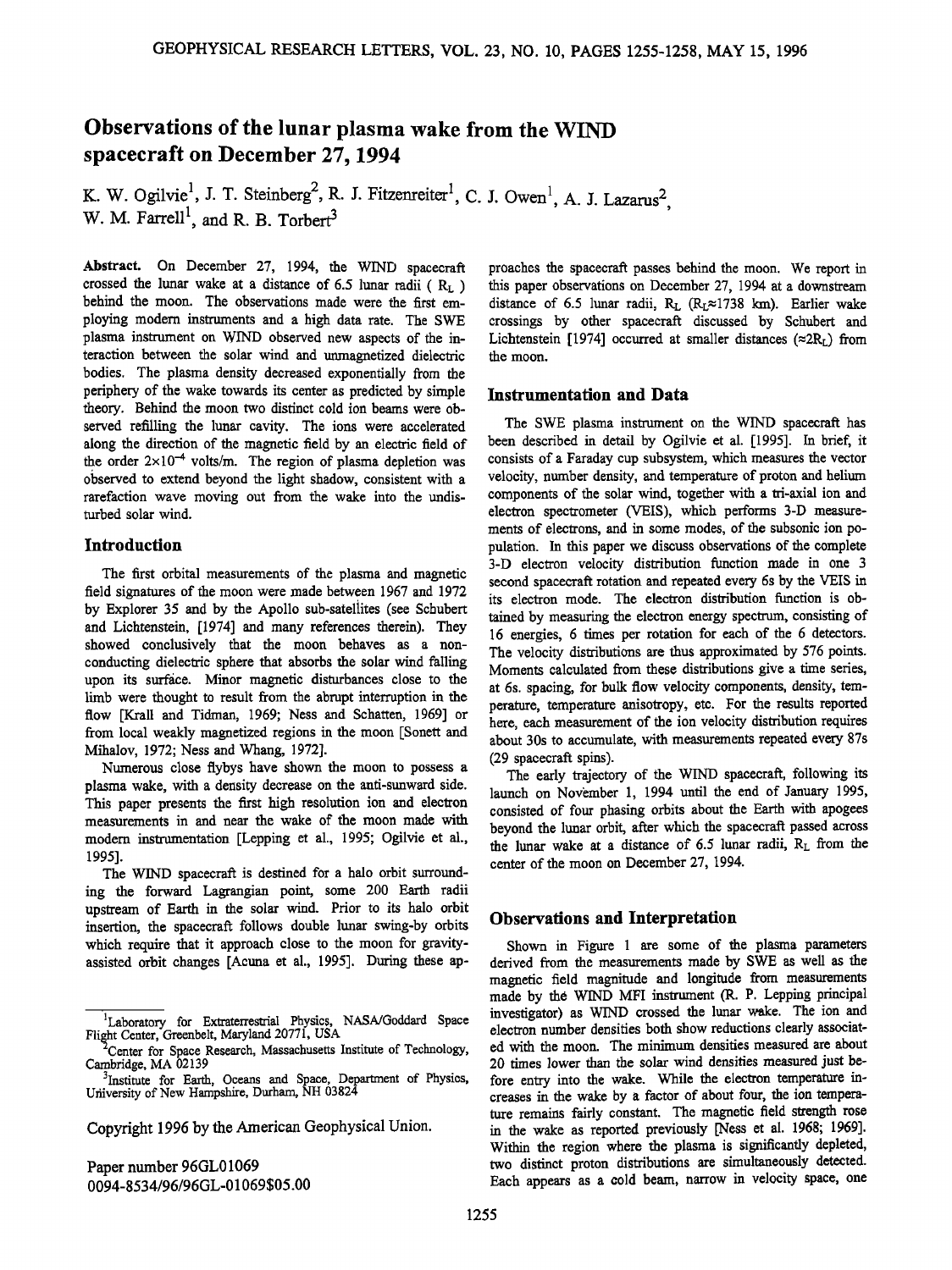# Observations of the lunar plasma wake from the WIND spacecraft on December 27, 1994

K. W. Ogilvie[1], J. T. Steinberg[2], R. J. Fitzenreiter[1], C. J. Owen[1], A. J. Lazarus[2], W. M. Farrell[1], and R. B. Torbert[3]

**Abstract.** On December 27, 1994, the WIND spacecraft crossed the lunar wake at a distance of 6.5 lunar radii ( $R_L$ ) behind the moon. The observations made were the first employing modern instruments and a high data rate. The SWE plasma instrument on WIND observed new aspects of the interaction between the solar wind and unmagnetized dielectric bodies. The plasma density decreased exponentially from the periphery of the wake towards its center as predicted by simple theory. Behind the moon two distinct cold ion beams were observed refilling the lunar cavity. The ions were accelerated along the direction of the magnetic field by an electric field of the order $2\times10^{-4}$ volts/m. The region of plasma depletion was observed to extend beyond the light shadow, consistent with a rarefaction wave moving out from the wake into the undisturbed solar wind.

## Introduction

The first orbital measurements of the plasma and magnetic field signatures of the moon were made between 1967 and 1972 by Explorer 35 and by the Apollo sub-satellites (see Schubert and Lichtenstein, [1974] and many references therein). They showed conclusively that the moon behaves as a nonconducting dielectric sphere that absorbs the solar wind falling upon its surface. Minor magnetic disturbances close to the limb were thought to result from the abrupt interruption in the flow [Krall and Tidman, 1969; Ness and Schatten, 1969] or from local weakly magnetized regions in the moon [Sonett and Mihalov, 1972; Ness and Whang, 1972].

Numerous close flybys have shown the moon to possess a plasma wake, with a density decrease on the anti-sunward side. This paper presents the first high resolution ion and electron measurements in and near the wake of the moon made with modern instrumentation [Lepping et al., 1995; Ogilvie et al., 1995].

The WIND spacecraft is destined for a halo orbit surrounding the forward Lagrangian point, some 200 Earth radii upstream of Earth in the solar wind. Prior to its halo orbit insertion, the spacecraft follows double lunar swing-by orbits which require that it approach close to the moon for gravity-assisted orbit changes [Acuna et al., 1995]. During these approaches the spacecraft passes behind the moon. We report in this paper observations on December 27, 1994 at a downstream distance of 6.5 lunar radii, $R_L$ ($R_L\approx1738$ km). Earlier wake crossings by other spacecraft discussed by Schubert and Lichtenstein [1974] occurred at smaller distances ($\approx2R_L$) from the moon.

## Instrumentation and Data

The SWE plasma instrument on the WIND spacecraft has been described in detail by Ogilvie et al. [1995]. In brief, it consists of a Faraday cup subsystem, which measures the vector velocity, number density, and temperature of proton and helium components of the solar wind, together with a tri-axial ion and electron spectrometer (VEIS), which performs 3-D measurements of electrons, and in some modes, of the subsonic ion population. In this paper we discuss observations of the complete 3-D electron velocity distribution function made in one 3 second spacecraft rotation and repeated every 6s by the VEIS in its electron mode. The electron distribution function is obtained by measuring the electron energy spectrum, consisting of 16 energies, 6 times per rotation for each of the 6 detectors. The velocity distributions are thus approximated by 576 points. Moments calculated from these distributions give a time series, at 6s. spacing, for bulk flow velocity components, density, temperature, temperature anisotropy, etc. For the results reported here, each measurement of the ion velocity distribution requires about 30s to accumulate, with measurements repeated every 87s (29 spacecraft spins).

The early trajectory of the WIND spacecraft, following its launch on November 1, 1994 until the end of January 1995, consisted of four phasing orbits about the Earth with apogees beyond the lunar orbit, after which the spacecraft passed across the lunar wake at a distance of 6.5 lunar radii, $R_L$ from the center of the moon on December 27, 1994.

## Observations and Interpretation

Shown in Figure 1 are some of the plasma parameters derived from the measurements made by SWE as well as the magnetic field magnitude and longitude from measurements made by the WIND MFI instrument (R. P. Lepping principal investigator) as WIND crossed the lunar wake. The ion and electron number densities both show reductions clearly associated with the moon. The minimum densities measured are about 20 times lower than the solar wind densities measured just before entry into the wake. While the electron temperature increases in the wake by a factor of about four, the ion temperature remains fairly constant. The magnetic field strength rose in the wake as reported previously [Ness et al. 1968; 1969]. Within the region where the plasma is significantly depleted, two distinct proton distributions are simultaneously detected. Each appears as a cold beam, narrow in velocity space, one

[1]Laboratory for Extraterrestrial Physics, NASA/Goddard Space Flight Center, Greenbelt, Maryland 20771, USA

[2]Center for Space Research, Massachusetts Institute of Technology, Cambridge, MA 02139

[3]Institute for Earth, Oceans and Space, Department of Physics, University of New Hampshire, Durham, NH 03824

Copyright 1996 by the American Geophysical Union.

Paper number 96GL01069
0094-8534/96/96GL-01069$05.00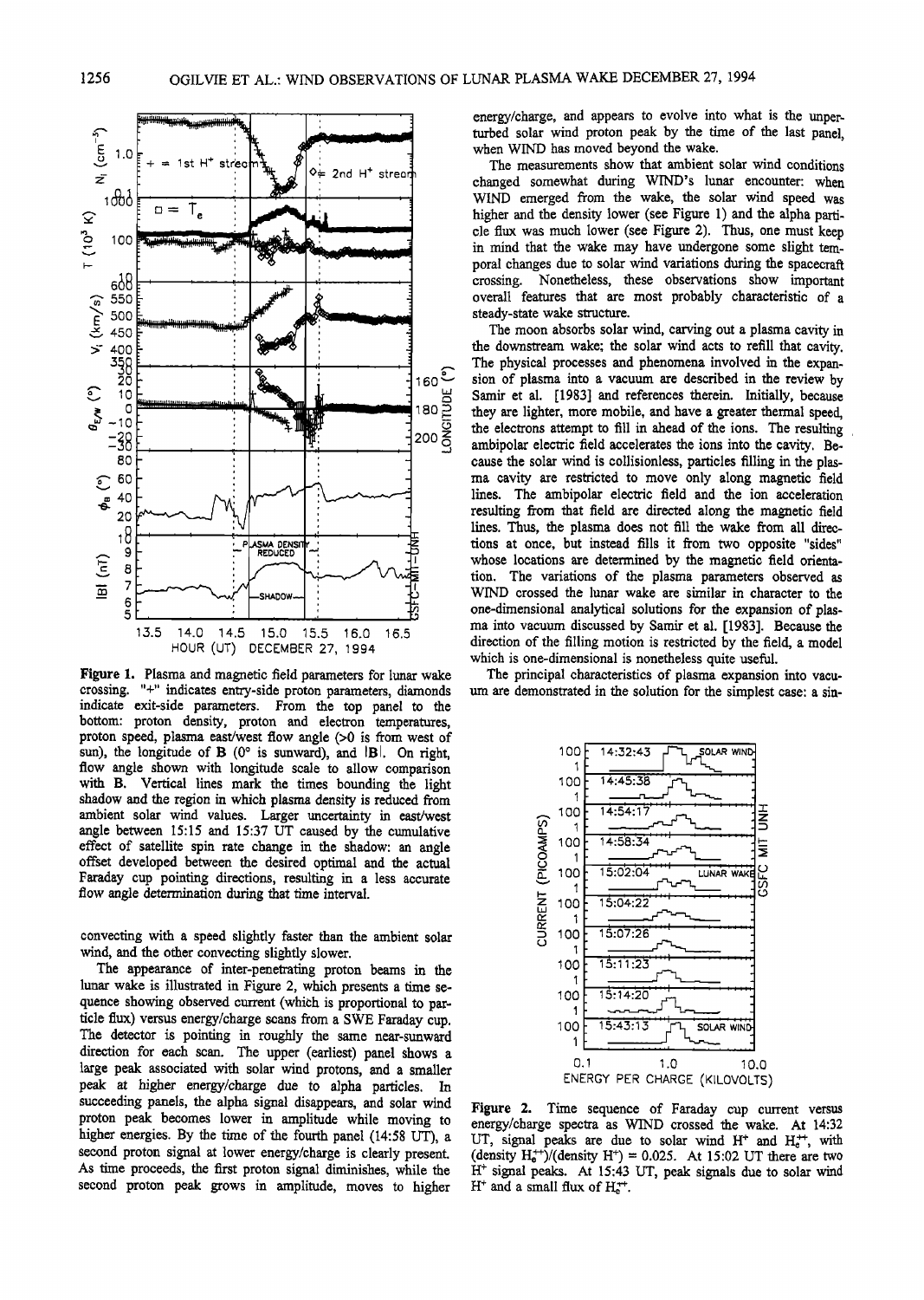**Figure 1.** Plasma and magnetic field parameters for lunar wake crossing. "+" indicates entry-side proton parameters, diamonds indicate exit-side parameters. From the top panel to the bottom: proton density, proton and electron temperatures, proton speed, plasma east/west flow angle (>0 is from west of sun), the longitude of **B** (0° is sunward), and |**B**|. On right, flow angle shown with longitude scale to allow comparison with **B**. Vertical lines mark the times bounding the light shadow and the region in which plasma density is reduced from ambient solar wind values. Larger uncertainty in east/west angle between 15:15 and 15:37 UT caused by the cumulative effect of satellite spin rate change in the shadow: an angle offset developed between the desired optimal and the actual Faraday cup pointing directions, resulting in a less accurate flow angle determination during that time interval.

convecting with a speed slightly faster than the ambient solar wind, and the other convecting slightly slower.

The appearance of inter-penetrating proton beams in the lunar wake is illustrated in Figure 2, which presents a time sequence showing observed current (which is proportional to particle flux) versus energy/charge scans from a SWE Faraday cup. The detector is pointing in roughly the same near-sunward direction for each scan. The upper (earliest) panel shows a large peak associated with solar wind protons, and a smaller peak at higher energy/charge due to alpha particles. In succeeding panels, the alpha signal disappears, and solar wind proton peak becomes lower in amplitude while moving to higher energies. By the time of the fourth panel (14:58 UT), a second proton signal at lower energy/charge is clearly present. As time proceeds, the first proton signal diminishes, while the second proton peak grows in amplitude, moves to higher energy/charge, and appears to evolve into what is the unperturbed solar wind proton peak by the time of the last panel, when WIND has moved beyond the wake.

The measurements show that ambient solar wind conditions changed somewhat during WIND's lunar encounter: when WIND emerged from the wake, the solar wind speed was higher and the density lower (see Figure 1) and the alpha particle flux was much lower (see Figure 2). Thus, one must keep in mind that the wake may have undergone some slight temporal changes due to solar wind variations during the spacecraft crossing. Nonetheless, these observations show important overall features that are most probably characteristic of a steady-state wake structure.

The moon absorbs solar wind, carving out a plasma cavity in the downstream wake; the solar wind acts to refill that cavity. The physical processes and phenomena involved in the expansion of plasma into a vacuum are described in the review by Samir et al. [1983] and references therein. Initially, because they are lighter, more mobile, and have a greater thermal speed, the electrons attempt to fill in ahead of the ions. The resulting ambipolar electric field accelerates the ions into the cavity. Because the solar wind is collisionless, particles filling in the plasma cavity are restricted to move only along magnetic field lines. The ambipolar electric field and the ion acceleration resulting from that field are directed along the magnetic field lines. Thus, the plasma does not fill the wake from all directions at once, but instead fills it from two opposite "sides" whose locations are determined by the magnetic field orientation. The variations of the plasma parameters observed as WIND crossed the lunar wake are similar in character to the one-dimensional analytical solutions for the expansion of plasma into vacuum discussed by Samir et al. [1983]. Because the direction of the filling motion is restricted by the field, a model which is one-dimensional is nonetheless quite useful.

The principal characteristics of plasma expansion into vacuum are demonstrated in the solution for the simplest case: a sin-

**Figure 2.** Time sequence of Faraday cup current versus energy/charge spectra as WIND crossed the wake. At 14:32 UT, signal peaks are due to solar wind $H^+$ and $H_e^{++}$, with (density $H_e^{++}$)/(density $H^+$) = 0.025. At 15:02 UT there are two $H^+$ signal peaks. At 15:43 UT, peak signals due to solar wind $H^+$ and a small flux of $H_e^{++}$.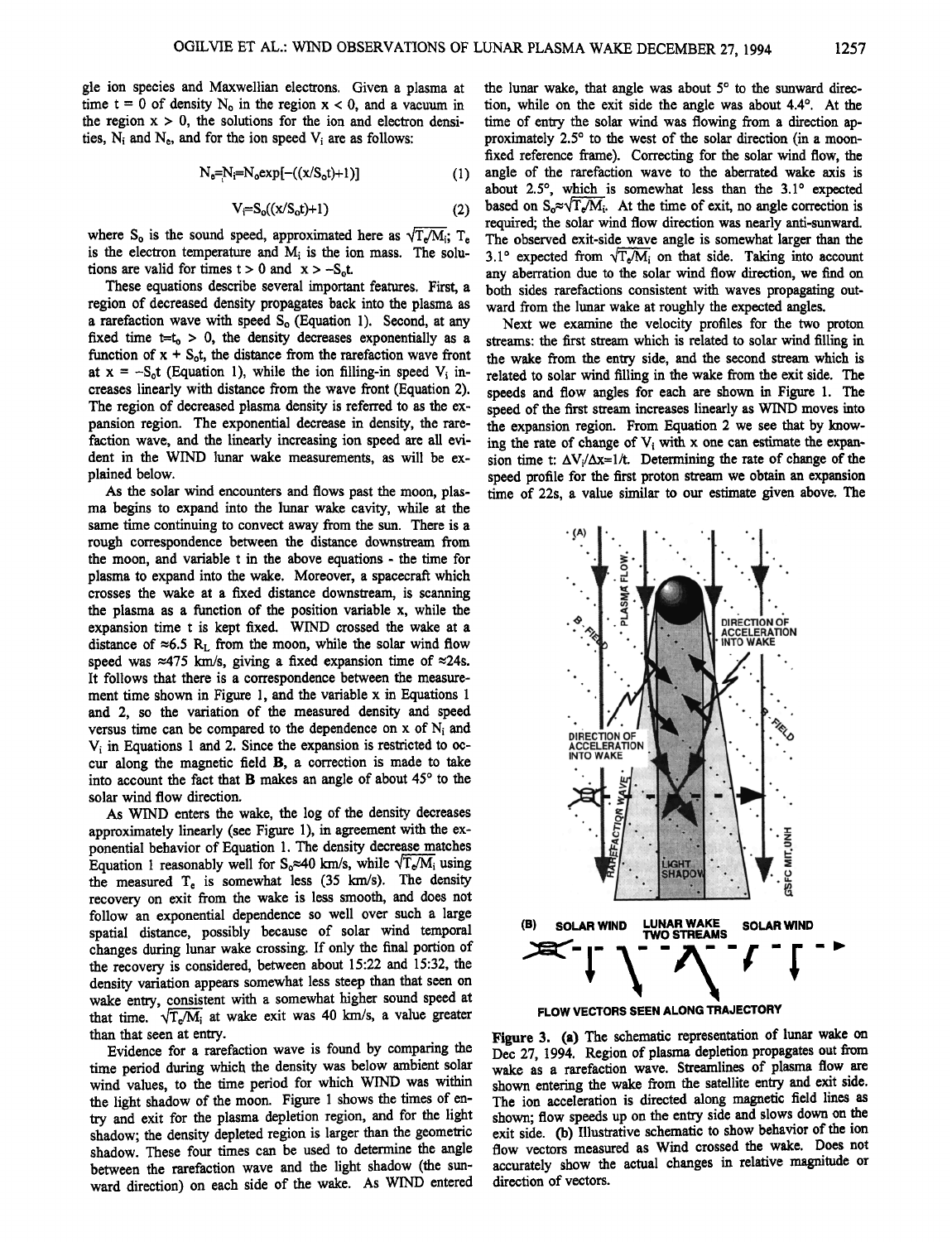gle ion species and Maxwellian electrons. Given a plasma at time t = 0 of density $N_o$ in the region x < 0, and a vacuum in the region x > 0, the solutions for the ion and electron densities, $N_i$ and $N_e$, and for the ion speed $V_i$ are as follows:

$$N_e = N_i = N_o \exp[-((x/S_o t)+1)] \quad (1)$$

$$V_i = S_o((x/S_o t)+1) \quad (2)$$

where $S_o$ is the sound speed, approximated here as $\sqrt{T_e/M_i}$; $T_e$ is the electron temperature and $M_i$ is the ion mass. The solutions are valid for times t > 0 and $x > -S_o t$.

These equations describe several important features. First, a region of decreased density propagates back into the plasma as a rarefaction wave with speed $S_o$ (Equation 1). Second, at any fixed time $t=t_o > 0$, the density decreases exponentially as a function of $x + S_o t$, the distance from the rarefaction wave front at $x = -S_o t$ (Equation 1), while the ion filling-in speed $V_i$ increases linearly with distance from the wave front (Equation 2). The region of decreased plasma density is referred to as the expansion region. The exponential decrease in density, the rarefaction wave, and the linearly increasing ion speed are all evident in the WIND lunar wake measurements, as will be explained below.

As the solar wind encounters and flows past the moon, plasma begins to expand into the lunar wake cavity, while at the same time continuing to convect away from the sun. There is a rough correspondence between the distance downstream from the moon, and variable t in the above equations - the time for plasma to expand into the wake. Moreover, a spacecraft which crosses the wake at a fixed distance downstream, is scanning the plasma as a function of the position variable x, while the expansion time t is kept fixed. WIND crossed the wake at a distance of ≈6.5 $R_L$ from the moon, while the solar wind flow speed was ≈475 km/s, giving a fixed expansion time of ≈24s. It follows that there is a correspondence between the measurement time shown in Figure 1, and the variable x in Equations 1 and 2, so the variation of the measured density and speed versus time can be compared to the dependence on x of $N_i$ and $V_i$ in Equations 1 and 2. Since the expansion is restricted to occur along the magnetic field **B**, a correction is made to take into account the fact that **B** makes an angle of about 45° to the solar wind flow direction.

As WIND enters the wake, the log of the density decreases approximately linearly (see Figure 1), in agreement with the exponential behavior of Equation 1. The density decrease matches Equation 1 reasonably well for $S_o$≈40 km/s, while $\sqrt{T_e/M_i}$ using the measured $T_e$ is somewhat less (35 km/s). The density recovery on exit from the wake is less smooth, and does not follow an exponential dependence so well over such a large spatial distance, possibly because of solar wind temporal changes during lunar wake crossing. If only the final portion of the recovery is considered, between about 15:22 and 15:32, the density variation appears somewhat less steep than that seen on wake entry, consistent with a somewhat higher sound speed at that time. $\sqrt{T_e/M_i}$ at wake exit was 40 km/s, a value greater than that seen at entry.

Evidence for a rarefaction wave is found by comparing the time period during which the density was below ambient solar wind values, to the time period for which WIND was within the light shadow of the moon. Figure 1 shows the times of entry and exit for the plasma depletion region, and for the light shadow; the density depleted region is larger than the geometric shadow. These four times can be used to determine the angle between the rarefaction wave and the light shadow (the sunward direction) on each side of the wake. As WIND entered the lunar wake, that angle was about 5° to the sunward direction, while on the exit side the angle was about 4.4°. At the time of entry the solar wind was flowing from a direction approximately 2.5° to the west of the solar direction (in a moon-fixed reference frame). Correcting for the solar wind flow, the angle of the rarefaction wave to the aberrated wake axis is about 2.5°, which is somewhat less than the 3.1° expected based on $S_o \approx \sqrt{T_e/M_i}$. At the time of exit, no angle correction is required; the solar wind flow direction was nearly anti-sunward. The observed exit-side wave angle is somewhat larger than the 3.1° expected from $\sqrt{T_e/M_i}$ on that side. Taking into account any aberration due to the solar wind flow direction, we find on both sides rarefactions consistent with waves propagating outward from the lunar wake at roughly the expected angles.

Next we examine the velocity profiles for the two proton streams: the first stream which is related to solar wind filling in the wake from the entry side, and the second stream which is related to solar wind filling in the wake from the exit side. The speeds and flow angles for each are shown in Figure 1. The speed of the first stream increases linearly as WIND moves into the expansion region. From Equation 2 we see that by knowing the rate of change of $V_i$ with x one can estimate the expansion time t: $\Delta V_i/\Delta x = 1/t$. Determining the rate of change of the speed profile for the first proton stream we obtain an expansion time of 22s, a value similar to our estimate given above. The

**Figure 3.** (a) The schematic representation of lunar wake on Dec 27, 1994. Region of plasma depletion propagates out from wake as a rarefaction wave. Streamlines of plasma flow are shown entering the wake from the satellite entry and exit side. The ion acceleration is directed along magnetic field lines as shown; flow speeds up on the entry side and slows down on the exit side. (b) Illustrative schematic to show behavior of the ion flow vectors measured as Wind crossed the wake. Does not accurately show the actual changes in relative magnitude or direction of vectors.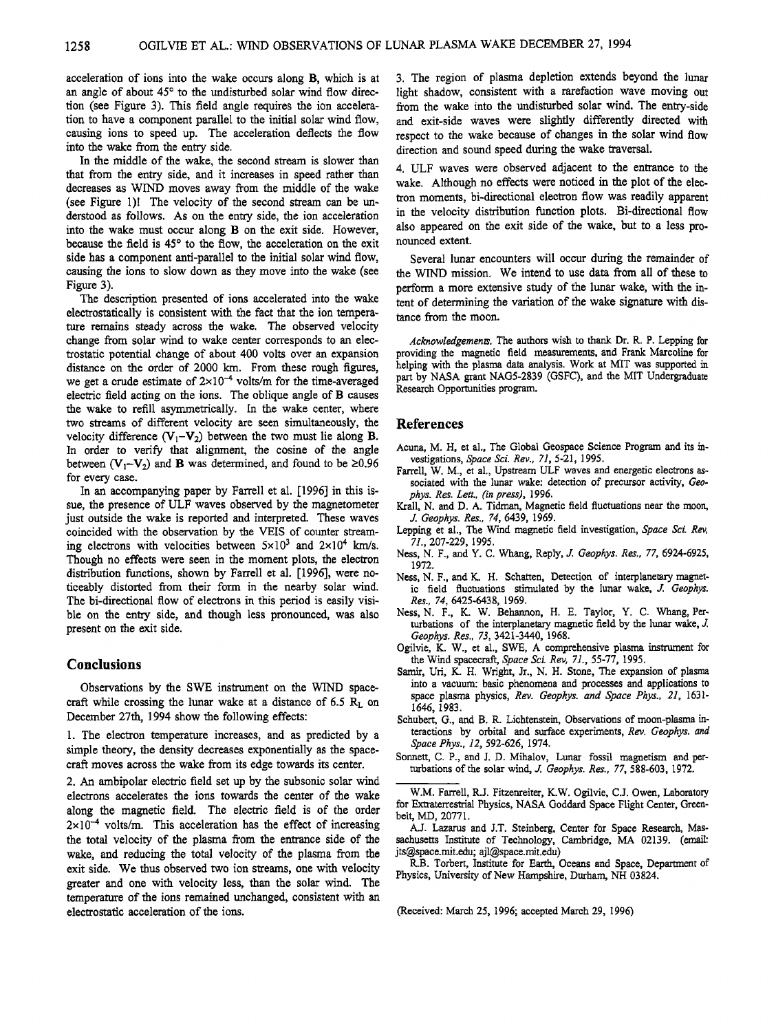acceleration of ions into the wake occurs along **B**, which is at an angle of about 45° to the undisturbed solar wind flow direction (see Figure 3). This field angle requires the ion acceleration to have a component parallel to the initial solar wind flow, causing ions to speed up. The acceleration deflects the flow into the wake from the entry side.

In the middle of the wake, the second stream is slower than that from the entry side, and it increases in speed rather than decreases as WIND moves away from the middle of the wake (see Figure 1)! The velocity of the second stream can be understood as follows. As on the entry side, the ion acceleration into the wake must occur along **B** on the exit side. However, because the field is 45° to the flow, the acceleration on the exit side has a component anti-parallel to the initial solar wind flow, causing the ions to slow down as they move into the wake (see Figure 3).

The description presented of ions accelerated into the wake electrostatically is consistent with the fact that the ion temperature remains steady across the wake. The observed velocity change from solar wind to wake center corresponds to an electrostatic potential change of about 400 volts over an expansion distance on the order of 2000 km. From these rough figures, we get a crude estimate of $2\times10^{-4}$ volts/m for the time-averaged electric field acting on the ions. The oblique angle of **B** causes the wake to refill asymmetrically. In the wake center, where two streams of different velocity are seen simultaneously, the velocity difference ($V_1-V_2$) between the two must lie along **B**. In order to verify that alignment, the cosine of the angle between ($V_1-V_2$) and **B** was determined, and found to be $\geq 0.96$ for every case.

In an accompanying paper by Farrell et al. [1996] in this issue, the presence of ULF waves observed by the magnetometer just outside the wake is reported and interpreted. These waves coincided with the observation by the VEIS of counter streaming electrons with velocities between $5\times10^3$ and $2\times10^4$ km/s. Though no effects were seen in the moment plots, the electron distribution functions, shown by Farrell et al. [1996], were noticeably distorted from their form in the nearby solar wind. The bi-directional flow of electrons in this period is easily visible on the entry side, and though less pronounced, was also present on the exit side.

## Conclusions

Observations by the SWE instrument on the WIND spacecraft while crossing the lunar wake at a distance of 6.5 $R_L$ on December 27th, 1994 show the following effects:

1. The electron temperature increases, and as predicted by a simple theory, the density decreases exponentially as the spacecraft moves across the wake from its edge towards its center.

2. An ambipolar electric field set up by the subsonic solar wind electrons accelerates the ions towards the center of the wake along the magnetic field. The electric field is of the order $2\times10^{-4}$ volts/m. This acceleration has the effect of increasing the total velocity of the plasma from the entrance side of the wake, and reducing the total velocity of the plasma from the exit side. We thus observed two ion streams, one with velocity greater and one with velocity less, than the solar wind. The temperature of the ions remained unchanged, consistent with an electrostatic acceleration of the ions.

3. The region of plasma depletion extends beyond the lunar light shadow, consistent with a rarefaction wave moving out from the wake into the undisturbed solar wind. The entry-side and exit-side waves were slightly differently directed with respect to the wake because of changes in the solar wind flow direction and sound speed during the wake traversal.

4. ULF waves were observed adjacent to the entrance to the wake. Although no effects were noticed in the plot of the electron moments, bi-directional electron flow was readily apparent in the velocity distribution function plots. Bi-directional flow also appeared on the exit side of the wake, but to a less pronounced extent.

Several lunar encounters will occur during the remainder of the WIND mission. We intend to use data from all of these to perform a more extensive study of the lunar wake, with the intent of determining the variation of the wake signature with distance from the moon.

*Acknowledgements.* The authors wish to thank Dr. R. P. Lepping for providing the magnetic field measurements, and Frank Marcoline for helping with the plasma data analysis. Work at MIT was supported in part by NASA grant NAG5-2839 (GSFC), and the MIT Undergraduate Research Opportunities program.

## References

Acuna, M. H, et al., The Global Geospace Science Program and its investigations, *Space Sci. Rev., 71*, 5-21, 1995.

Farrell, W. M., et al., Upstream ULF waves and energetic electrons associated with the lunar wake: detection of precursor activity, *Geophys. Res. Lett., (in press)*, 1996.

Krall, N. and D. A. Tidman, Magnetic field fluctuations near the moon, *J. Geophys. Res., 74*, 6439, 1969.

Lepping et al., The Wind magnetic field investigation, *Space Sci. Rev, 71.*, 207-229, 1995.

Ness, N. F., and Y. C. Whang, Reply, *J. Geophys. Res., 77*, 6924-6925, 1972.

Ness, N. F., and K. H. Schatten, Detection of interplanetary magnetic field fluctuations stimulated by the lunar wake, *J. Geophys. Res., 74*, 6425-6438, 1969.

Ness, N. F., K. W. Behannon, H. E. Taylor, Y. C. Whang, Perturbations of the interplanetary magnetic field by the lunar wake, *J. Geophys. Res., 73*, 3421-3440, 1968.

Ogilvie, K. W., et al., SWE, A comprehensive plasma instrument for the Wind spacecraft, *Space Sci. Rev, 71.*, 55-77, 1995.

Samir, Uri, K. H. Wright, Jr., N. H. Stone, The expansion of plasma into a vacuum: basic phenomena and processes and applications to space plasma physics, *Rev. Geophys. and Space Phys., 21*, 1631-1646, 1983.

Schubert, G., and B. R. Lichtenstein, Observations of moon-plasma interactions by orbital and surface experiments, *Rev. Geophys. and Space Phys., 12*, 592-626, 1974.

Sonnett, C. P., and J. D. Mihalov, Lunar fossil magnetism and perturbations of the solar wind, *J. Geophys. Res., 77*, 588-603, 1972.

---

W.M. Farrell, R.J. Fitzenreiter, K.W. Ogilvie, C.J. Owen, Laboratory for Extraterrestrial Physics, NASA Goddard Space Flight Center, Greenbelt, MD, 20771.

A.J. Lazarus and J.T. Steinberg, Center for Space Research, Massachusetts Institute of Technology, Cambridge, MA 02139. (email: jts@space.mit.edu; ajl@space.mit.edu)

R.B. Torbert, Institute for Earth, Oceans and Space, Department of Physics, University of New Hampshire, Durham, NH 03824.

(Received: March 25, 1996; accepted March 29, 1996)